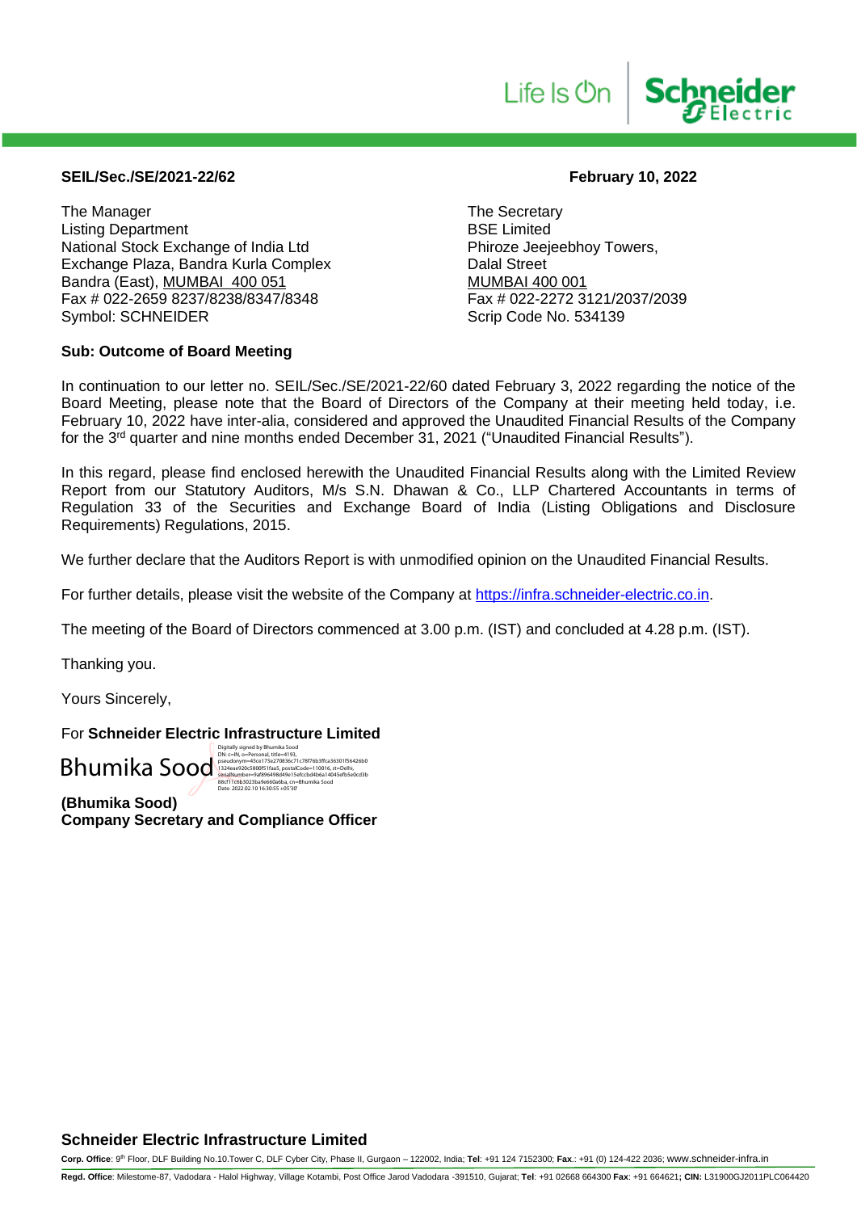**SEIL/Sec./SE/2021-22/62**

**February 10, 2022**

The Manager
Listing Department
National Stock Exchange of India Ltd
Exchange Plaza, Bandra Kurla Complex
Bandra (East), MUMBAI 400 051
Fax # 022-2659 8237/8238/8347/8348
Symbol: SCHNEIDER

The Secretary
BSE Limited
Phiroze Jeejeebhoy Towers,
Dalal Street
MUMBAI 400 001
Fax # 022-2272 3121/2037/2039
Scrip Code No. 534139

**Sub: Outcome of Board Meeting**

In continuation to our letter no. SEIL/Sec./SE/2021-22/60 dated February 3, 2022 regarding the notice of the Board Meeting, please note that the Board of Directors of the Company at their meeting held today, i.e. February 10, 2022 have inter-alia, considered and approved the Unaudited Financial Results of the Company for the 3rd quarter and nine months ended December 31, 2021 ("Unaudited Financial Results").

In this regard, please find enclosed herewith the Unaudited Financial Results along with the Limited Review Report from our Statutory Auditors, M/s S.N. Dhawan & Co., LLP Chartered Accountants in terms of Regulation 33 of the Securities and Exchange Board of India (Listing Obligations and Disclosure Requirements) Regulations, 2015.

We further declare that the Auditors Report is with unmodified opinion on the Unaudited Financial Results.

For further details, please visit the website of the Company at https://infra.schneider-electric.co.in.

The meeting of the Board of Directors commenced at 3.00 p.m. (IST) and concluded at 4.28 p.m. (IST).

Thanking you.

Yours Sincerely,

For **Schneider Electric Infrastructure Limited**

Bhumika Sood

Digitally signed by Bhumika Sood
DN: c=IN, o=Personal, title=4193, pseudonym=45ce175e270836c71c78f76b3ffca36301f56426b01324eae920c5800f51faa5, postalCode=110016, st=Delhi, serialNumber=9af896498d49e15efccbd4b6a14045efb5e0cd3b88cf11c6b3023ba9e660a6ba, cn=Bhumika Sood
Date: 2022.02.10 16:30:55 +05'30'

**(Bhumika Sood)**
**Company Secretary and Compliance Officer**

**Schneider Electric Infrastructure Limited**

**Corp. Office**: 9th Floor, DLF Building No.10.Tower C, DLF Cyber City, Phase II, Gurgaon – 122002, India; **Tel**: +91 124 7152300; **Fax**.: +91 (0) 124-422 2036; www.schneider-infra.in

**Regd. Office**: Milestome-87, Vadodara - Halol Highway, Village Kotambi, Post Office Jarod Vadodara -391510, Gujarat; **Tel**: +91 02668 664300 **Fax**: +91 664621; **CIN:** L31900GJ2011PLC064420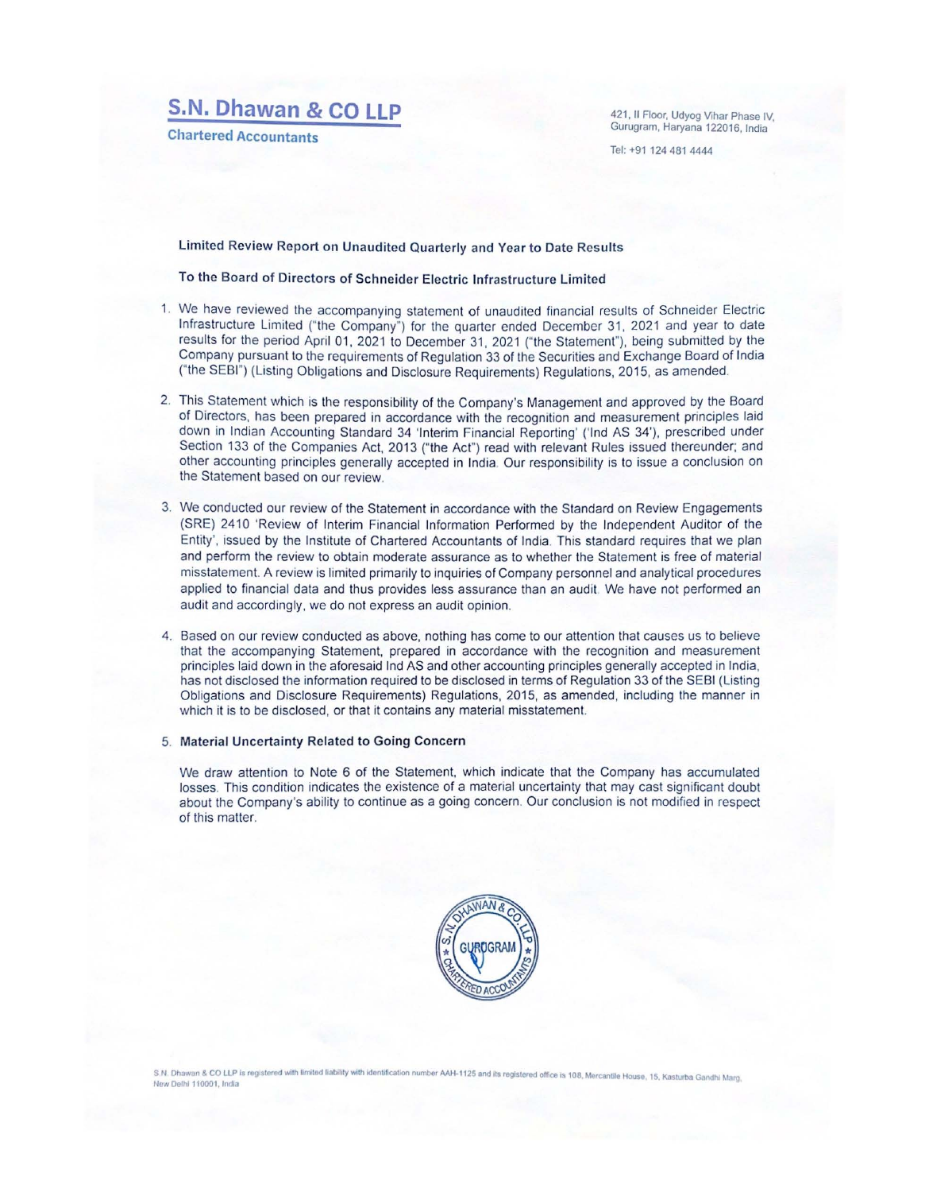# S.N. Dhawan & CO LLP

**Chartered Accountants**

421, II Floor, Udyog Vihar Phase IV, Gurugram, Haryana 122016, India

Tel: +91 124 481 4444

**Limited Review Report on Unaudited Quarterly and Year to Date Results**

**To the Board of Directors of Schneider Electric Infrastructure Limited**

1. We have reviewed the accompanying statement of unaudited financial results of Schneider Electric Infrastructure Limited ("the Company") for the quarter ended December 31, 2021 and year to date results for the period April 01, 2021 to December 31, 2021 ("the Statement"), being submitted by the Company pursuant to the requirements of Regulation 33 of the Securities and Exchange Board of India ("the SEBI") (Listing Obligations and Disclosure Requirements) Regulations, 2015, as amended.

2. This Statement which is the responsibility of the Company's Management and approved by the Board of Directors, has been prepared in accordance with the recognition and measurement principles laid down in Indian Accounting Standard 34 'Interim Financial Reporting' ('Ind AS 34'), prescribed under Section 133 of the Companies Act, 2013 ("the Act") read with relevant Rules issued thereunder; and other accounting principles generally accepted in India. Our responsibility is to issue a conclusion on the Statement based on our review.

3. We conducted our review of the Statement in accordance with the Standard on Review Engagements (SRE) 2410 'Review of Interim Financial Information Performed by the Independent Auditor of the Entity', issued by the Institute of Chartered Accountants of India. This standard requires that we plan and perform the review to obtain moderate assurance as to whether the Statement is free of material misstatement. A review is limited primarily to inquiries of Company personnel and analytical procedures applied to financial data and thus provides less assurance than an audit. We have not performed an audit and accordingly, we do not express an audit opinion.

4. Based on our review conducted as above, nothing has come to our attention that causes us to believe that the accompanying Statement, prepared in accordance with the recognition and measurement principles laid down in the aforesaid Ind AS and other accounting principles generally accepted in India, has not disclosed the information required to be disclosed in terms of Regulation 33 of the SEBI (Listing Obligations and Disclosure Requirements) Regulations, 2015, as amended, including the manner in which it is to be disclosed, or that it contains any material misstatement.

5. **Material Uncertainty Related to Going Concern**

   We draw attention to Note 6 of the Statement, which indicate that the Company has accumulated losses. This condition indicates the existence of a material uncertainty that may cast significant doubt about the Company's ability to continue as a going concern. Our conclusion is not modified in respect of this matter.

S.N. Dhawan & CO LLP is registered with limited liability with identification number AAH-1125 and its registered office is 108, Mercantile House, 15, Kasturba Gandhi Marg, New Delhi 110001, India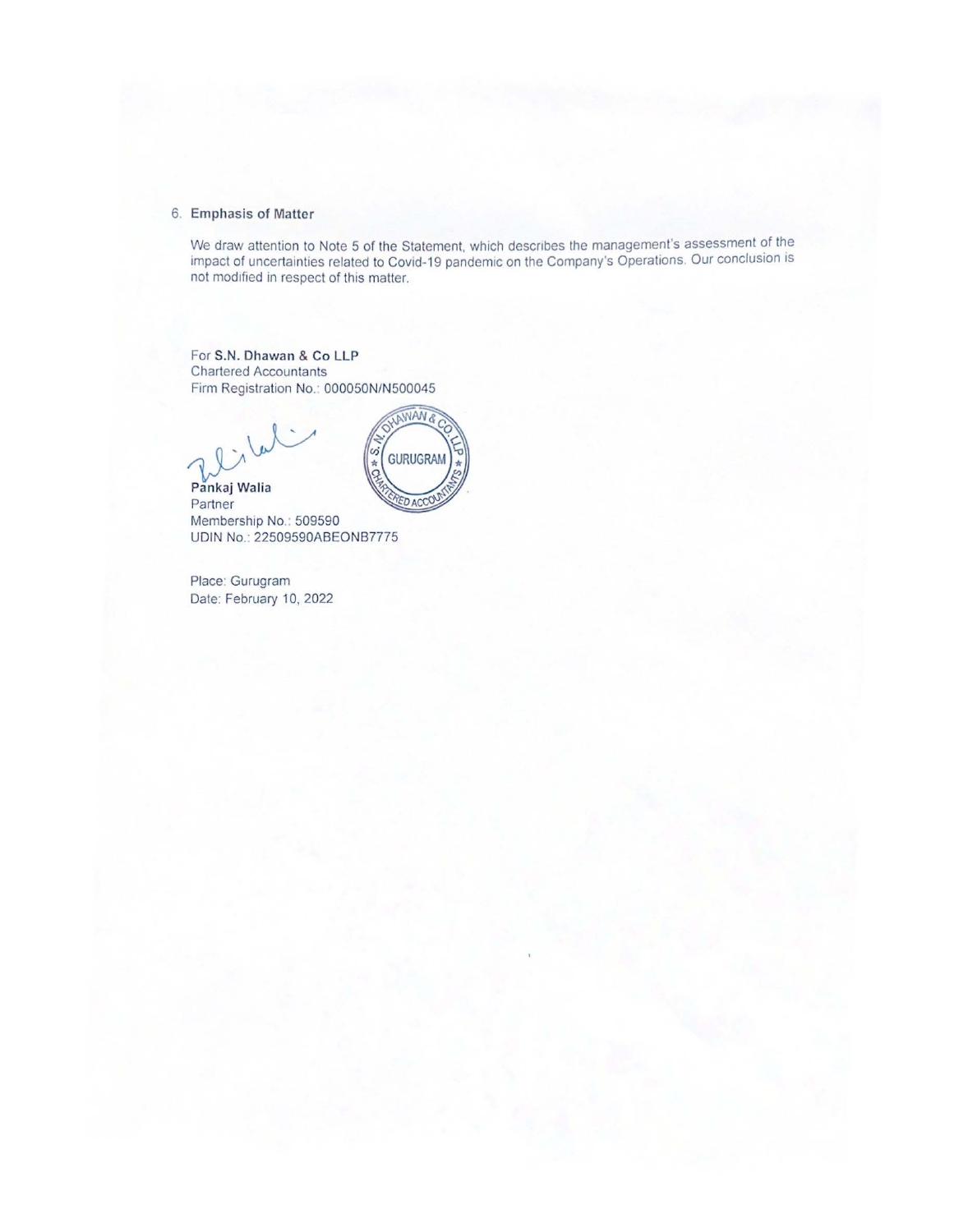6. **Emphasis of Matter**

   We draw attention to Note 5 of the Statement, which describes the management's assessment of the impact of uncertainties related to Covid-19 pandemic on the Company's Operations. Our conclusion is not modified in respect of this matter.

For **S.N. Dhawan & Co LLP**
Chartered Accountants
Firm Registration No.: 000050N/N500045

**Pankaj Walia**
Partner
Membership No.: 509590
UDIN No.: 22509590ABEONB7775

Place: Gurugram
Date: February 10, 2022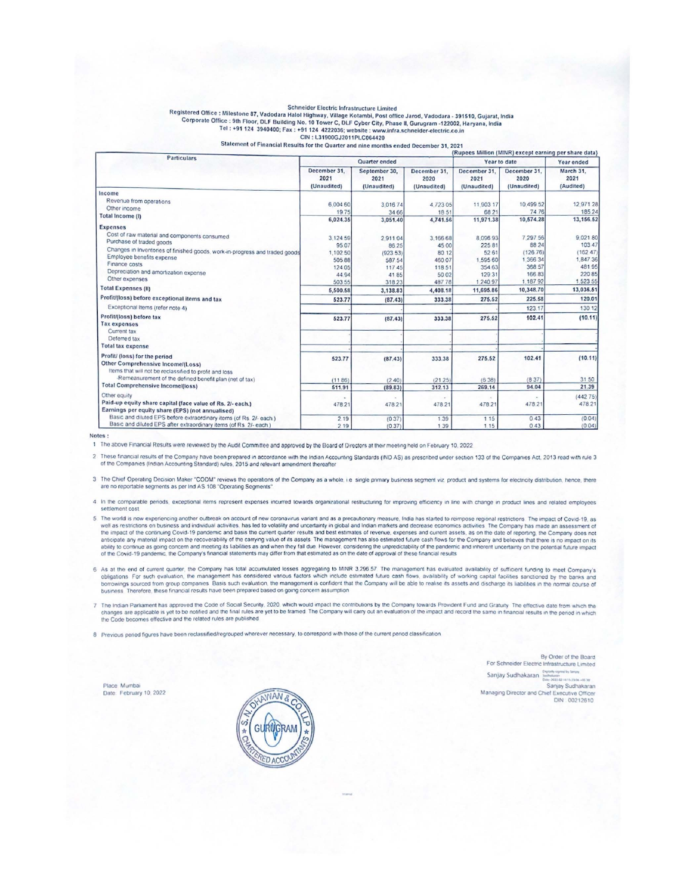Schneider Electric Infrastructure Limited

Registered Office : Milestone 87, Vadodara Halol Highway, Village Kotambi, Post office Jarod, Vadodara - 391510, Gujarat, India

Corporate Office : 9th Floor, DLF Building No. 10 Tower C, DLF Cyber City, Phase II, Gurugram -122002, Haryana, India

Tel : +91 124 3940400; Fax : +91 124 4222036; website : www.infra.schneider-electric.co.in

CIN : L31900GJ2011PLC064420

## Statement of Financial Results for the Quarter and nine months ended December 31, 2021

(Rupees Million (MINR) except earning per share data)

| Particulars | Quarter ended | | | Year to date | | Year ended |
|---|---|---|---|---|---|---|
| | December 31, 2021 (Unaudited) | September 30, 2021 (Unaudited) | December 31, 2020 (Unaudited) | December 31, 2021 (Unaudited) | December 31, 2020 (Unaudited) | March 31, 2021 (Audited) |
| **Income** | | | | | | |
| Revenue from operations | 6,004.60 | 3,016.74 | 4,723.05 | 11,903.17 | 10,499.52 | 12,971.28 |
| Other income | 19.75 | 34.66 | 18.51 | 68.21 | 74.76 | 185.24 |
| **Total Income (I)** | **6,024.35** | **3,051.40** | **4,741.56** | **11,971.38** | **10,574.28** | **13,156.52** |
| **Expenses** | | | | | | |
| Cost of raw material and components consumed | 3,124.59 | 2,911.04 | 3,166.68 | 8,096.93 | 7,297.56 | 9,021.80 |
| Purchase of traded goods | 95.07 | 86.25 | 45.00 | 225.81 | 88.24 | 103.47 |
| Changes in inventories of finished goods, work-in-progress and traded goods | 1,102.50 | (923.53) | 80.12 | 52.61 | (126.76) | (162.47) |
| Employee benefits expense | 505.88 | 587.54 | 460.07 | 1,595.60 | 1,366.34 | 1,847.36 |
| Finance costs | 124.05 | 117.45 | 118.51 | 354.63 | 368.57 | 481.95 |
| Depreciation and amortization expense | 44.94 | 41.85 | 50.02 | 129.31 | 166.83 | 220.85 |
| Other expenses | 503.55 | 318.23 | 487.78 | 1,240.97 | 1,187.92 | 1,523.55 |
| **Total Expenses (II)** | **5,500.58** | **3,138.83** | **4,408.18** | **11,695.86** | **10,348.70** | **13,036.51** |
| **Profit/(loss) before exceptional items and tax** | **523.77** | **(87.43)** | **333.38** | **275.52** | **225.58** | **120.01** |
| Exceptional Items (refer note 4) | - | - | - | - | 123.17 | 130.12 |
| **Profit/(loss) before tax** | **523.77** | **(87.43)** | **333.38** | **275.52** | **102.41** | **(10.11)** |
| **Tax expenses** | | | | | | |
| Current tax | - | - | - | - | - | - |
| Deferred tax | - | - | - | - | - | - |
| **Total tax expense** | - | - | - | - | - | - |
| **Profit/ (loss) for the period** | **523.77** | **(87.43)** | **333.38** | **275.52** | **102.41** | **(10.11)** |
| **Other Comprehensive Income/(Loss)** | | | | | | |
| Items that will not be reclassified to profit and loss | | | | | | |
| -Remeasurement of the defined benefit plan (net of tax) | (11.86) | (2.40) | (21.25) | (6.38) | (8.37) | 31.50 |
| **Total Comprehensive Income/(loss)** | **511.91** | **(89.83)** | **312.13** | **269.14** | **94.04** | **21.39** |
| Other equity | - | - | - | - | - | (442.75) |
| **Paid-up equity share capital (face value of Rs. 2/- each.)** | 478.21 | 478.21 | 478.21 | 478.21 | 478.21 | 478.21 |
| **Earnings per equity share (EPS) (not annualised)** | | | | | | |
| Basic and diluted EPS before extraordinary items (of Rs. 2/- each.) | 2.19 | (0.37) | 1.39 | 1.15 | 0.43 | (0.04) |
| Basic and diluted EPS after extraordinary items (of Rs. 2/- each.) | 2.19 | (0.37) | 1.39 | 1.15 | 0.43 | (0.04) |

**Notes :**

1. The above Financial Results were reviewed by the Audit Committee and approved by the Board of Directors at their meeting held on February 10, 2022.

2. These financial results of the Company have been prepared in accordance with the Indian Accounting Standards (IND AS) as prescribed under section 133 of the Companies Act, 2013 read with rule 3 of the Companies (Indian Accounting Standard) rules, 2015 and relevant amendment thereafter.

3. The Chief Operating Decision Maker "CODM" reviews the operations of the Company as a whole, i.e. single primary business segment viz. product and systems for electricity distribution, hence, there are no reportable segments as per Ind AS 108 "Operating Segments".

4. In the comparable periods, exceptional items represent expenses incurred towards organizational restructuring for improving efficiency in line with change in product lines and related employees settlement cost.

5. The world is now experiencing another outbreak on account of new coronavirus variant and as a precautionary measure, India has started to reimpose regional restrictions. The impact of Covid-19, as well as restrictions on business and individual activities, has led to volatility and uncertainty in global and Indian markets and decrease economics activities. The Company has made an assessment of the impact of the continuing Covid-19 pandemic and basis the current quarter results and best estimates of revenue, expenses and current assets, as on the date of reporting, the Company does not anticipate any material impact on the recoverability of the carrying value of its assets. The management has also estimated future cash flows for the Company and believes that there is no impact on its ability to continue as going concern and meeting its liabilities as and when they fall due. However, considering the unpredictability of the pandemic and inherent uncertainty on the potential future impact of the Covid-19 pandemic, the Company's financial statements may differ from that estimated as on the date of approval of these financial results.

6. As at the end of current quarter, the Company has total accumulated losses aggregating to MINR 3,296.57. The management has evaluated availability of sufficient funding to meet Company's obligations. For such evaluation, the management has considered various factors which include estimated future cash flows, availability of working capital facilities sanctioned by the banks and borrowings sourced from group companies. Basis such evaluation, the management is confident that the Company will be able to realise its assets and discharge its liabilities in the normal course of business. Therefore, these financial results have been prepared based on going concern assumption.

7. The Indian Parliament has approved the Code of Social Security, 2020, which would impact the contributions by the Company towards Provident Fund and Gratuity. The effective date from which the changes are applicable is yet to be notified and the final rules are yet to be framed. The Company will carry out an evaluation of the impact and record the same in financial results in the period in which the Code becomes effective and the related rules are published.

8. Previous period figures have been reclassified/regrouped wherever necessary, to correspond with those of the current period classification.

Place: Mumbai
Date: February 10, 2022

By Order of the Board
For Schneider Electric Infrastructure Limited

Sanjay Sudhakaran
Managing Director and Chief Executive Officer
DIN : 00212610